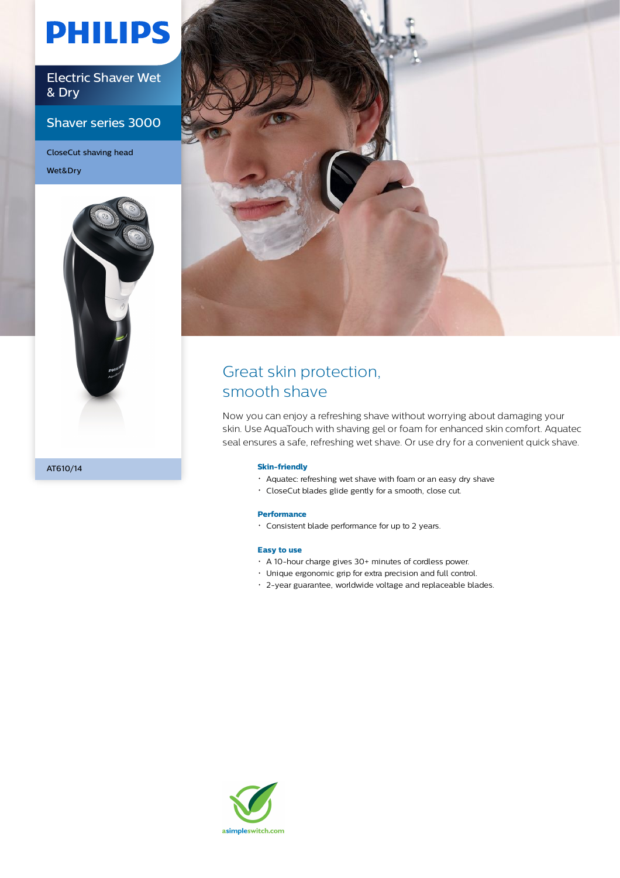# PHILIPS

Electric Shaver Wet & Dry

Shaver series 3000

CloseCut shaving head

Wet&Dry

AT610/14

## Great skin protection, smooth shave

Now you can enjoy a refreshing shave without worrying about damaging your skin. Use AquaTouch with shaving gel or foam for enhanced skin comfort. Aquatec seal ensures a safe, refreshing wet shave. Or use dry for a convenient quick shave.

### Skin-friendly

- Aquatec: refreshing wet shave with foam or an easy dry shave
- CloseCut blades glide gently for a smooth, close cut.

### Performance

- Consistent blade performance for up to 2 years.

### Easy to use

- A 10-hour charge gives 30+ minutes of cordless power.
- Unique ergonomic grip for extra precision and full control.
- 2-year guarantee, worldwide voltage and replaceable blades.

asimpleswitch.com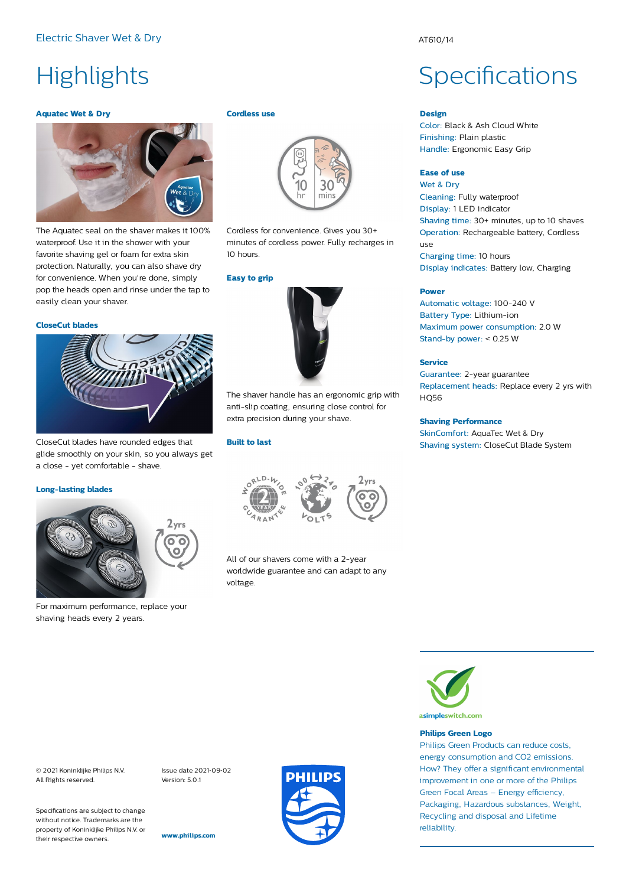Electric Shaver Wet & Dry

AT610/14

# Highlights

### Aquatec Wet & Dry

The Aquatec seal on the shaver makes it 100% waterproof. Use it in the shower with your favorite shaving gel or foam for extra skin protection. Naturally, you can also shave dry for convenience. When you're done, simply pop the heads open and rinse under the tap to easily clean your shaver.

### CloseCut blades

CloseCut blades have rounded edges that glide smoothly on your skin, so you always get a close - yet comfortable - shave.

### Long-lasting blades

For maximum performance, replace your shaving heads every 2 years.

### Cordless use

Cordless for convenience. Gives you 30+ minutes of cordless power. Fully recharges in 10 hours.

### Easy to grip

The shaver handle has an ergonomic grip with anti-slip coating, ensuring close control for extra precision during your shave.

### Built to last

All of our shavers come with a 2-year worldwide guarantee and can adapt to any voltage.

# Specifications

### Design

- Color: Black & Ash Cloud White
- Finishing: Plain plastic
- Handle: Ergonomic Easy Grip

### Ease of use

- Wet & Dry
- Cleaning: Fully waterproof
- Display: 1 LED indicator
- Shaving time: 30+ minutes, up to 10 shaves
- Operation: Rechargeable battery, Cordless use
- Charging time: 10 hours
- Display indicates: Battery low, Charging

### Power

- Automatic voltage: 100-240 V
- Battery Type: Lithium-ion
- Maximum power consumption: 2.0 W
- Stand-by power: < 0.25 W

### Service

- Guarantee: 2-year guarantee
- Replacement heads: Replace every 2 yrs with HQ56

### Shaving Performance

- SkinComfort: AquaTec Wet & Dry
- Shaving system: CloseCut Blade System

asimpleswitch.com

### Philips Green Logo

Philips Green Products can reduce costs, energy consumption and CO2 emissions. How? They offer a significant environmental improvement in one or more of the Philips Green Focal Areas – Energy efficiency, Packaging, Hazardous substances, Weight, Recycling and disposal and Lifetime reliability.

© 2021 Koninklijke Philips N.V.
All Rights reserved.

Specifications are subject to change without notice. Trademarks are the property of Koninklijke Philips N.V. or their respective owners.

Issue date 2021-09-02
Version: 5.0.1

www.philips.com

PHILIPS